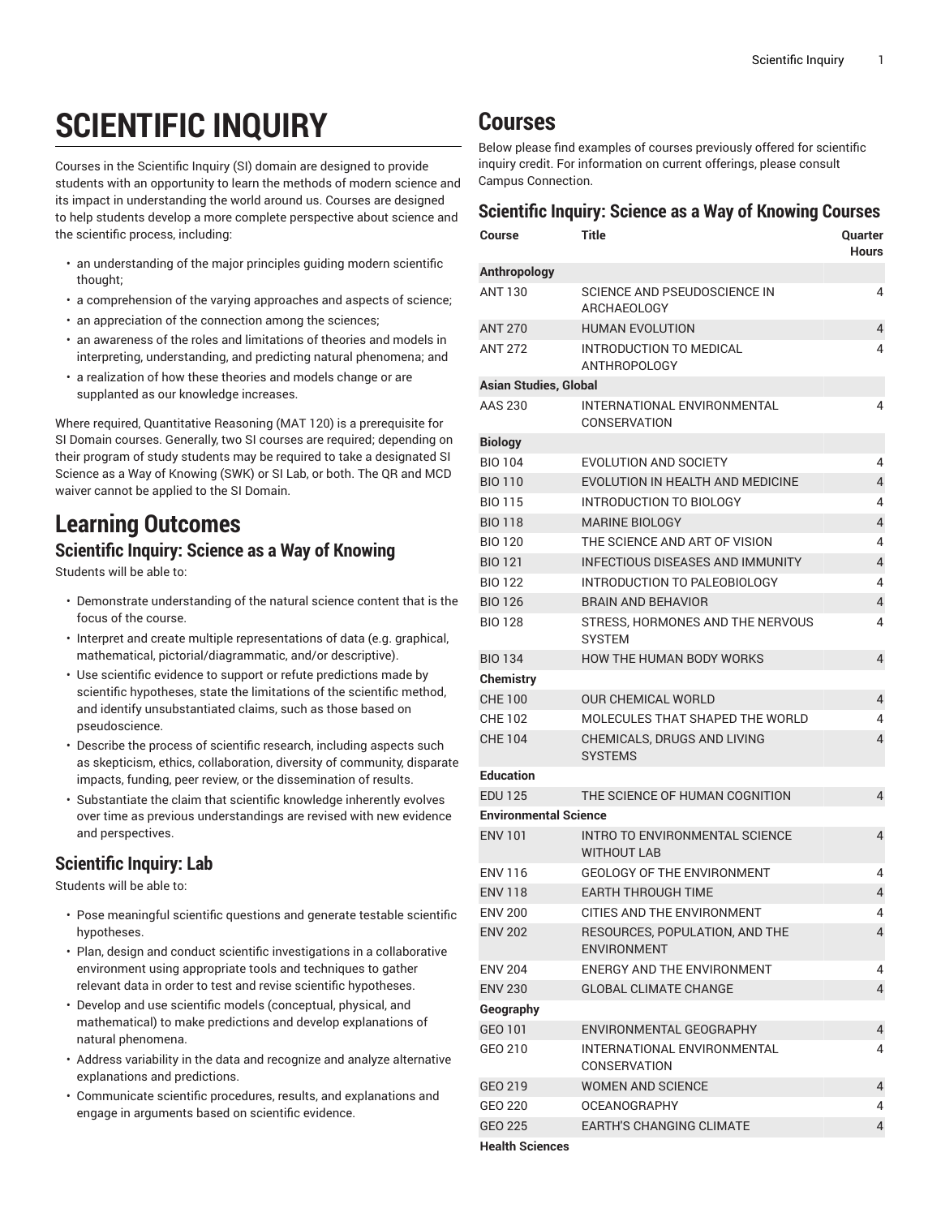# SCIENTIFIC INQUIRY

Courses in the Scientific Inquiry (SI) domain are designed to provide students with an opportunity to learn the methods of modern science and its impact in understanding the world around us. Courses are designed to help students develop a more complete perspective about science and the scientific process, including:

- an understanding of the major principles guiding modern scientific thought;
- a comprehension of the varying approaches and aspects of science;
- an appreciation of the connection among the sciences;
- an awareness of the roles and limitations of theories and models in interpreting, understanding, and predicting natural phenomena; and
- a realization of how these theories and models change or are supplanted as our knowledge increases.

Where required, Quantitative Reasoning (MAT 120) is a prerequisite for SI Domain courses. Generally, two SI courses are required; depending on their program of study students may be required to take a designated SI Science as a Way of Knowing (SWK) or SI Lab, or both. The QR and MCD waiver cannot be applied to the SI Domain.

## Learning Outcomes

### Scientific Inquiry: Science as a Way of Knowing

Students will be able to:

- Demonstrate understanding of the natural science content that is the focus of the course.
- Interpret and create multiple representations of data (e.g. graphical, mathematical, pictorial/diagrammatic, and/or descriptive).
- Use scientific evidence to support or refute predictions made by scientific hypotheses, state the limitations of the scientific method, and identify unsubstantiated claims, such as those based on pseudoscience.
- Describe the process of scientific research, including aspects such as skepticism, ethics, collaboration, diversity of community, disparate impacts, funding, peer review, or the dissemination of results.
- Substantiate the claim that scientific knowledge inherently evolves over time as previous understandings are revised with new evidence and perspectives.

### Scientific Inquiry: Lab

Students will be able to:

- Pose meaningful scientific questions and generate testable scientific hypotheses.
- Plan, design and conduct scientific investigations in a collaborative environment using appropriate tools and techniques to gather relevant data in order to test and revise scientific hypotheses.
- Develop and use scientific models (conceptual, physical, and mathematical) to make predictions and develop explanations of natural phenomena.
- Address variability in the data and recognize and analyze alternative explanations and predictions.
- Communicate scientific procedures, results, and explanations and engage in arguments based on scientific evidence.

## Courses

Below please find examples of courses previously offered for scientific inquiry credit. For information on current offerings, please consult Campus Connection.

### Scientific Inquiry: Science as a Way of Knowing Courses

| Course | Title | Quarter Hours |
|---|---|---|
| **Anthropology** | | |
| ANT 130 | SCIENCE AND PSEUDOSCIENCE IN ARCHAEOLOGY | 4 |
| ANT 270 | HUMAN EVOLUTION | 4 |
| ANT 272 | INTRODUCTION TO MEDICAL ANTHROPOLOGY | 4 |
| **Asian Studies, Global** | | |
| AAS 230 | INTERNATIONAL ENVIRONMENTAL CONSERVATION | 4 |
| **Biology** | | |
| BIO 104 | EVOLUTION AND SOCIETY | 4 |
| BIO 110 | EVOLUTION IN HEALTH AND MEDICINE | 4 |
| BIO 115 | INTRODUCTION TO BIOLOGY | 4 |
| BIO 118 | MARINE BIOLOGY | 4 |
| BIO 120 | THE SCIENCE AND ART OF VISION | 4 |
| BIO 121 | INFECTIOUS DISEASES AND IMMUNITY | 4 |
| BIO 122 | INTRODUCTION TO PALEOBIOLOGY | 4 |
| BIO 126 | BRAIN AND BEHAVIOR | 4 |
| BIO 128 | STRESS, HORMONES AND THE NERVOUS SYSTEM | 4 |
| BIO 134 | HOW THE HUMAN BODY WORKS | 4 |
| **Chemistry** | | |
| CHE 100 | OUR CHEMICAL WORLD | 4 |
| CHE 102 | MOLECULES THAT SHAPED THE WORLD | 4 |
| CHE 104 | CHEMICALS, DRUGS AND LIVING SYSTEMS | 4 |
| **Education** | | |
| EDU 125 | THE SCIENCE OF HUMAN COGNITION | 4 |
| **Environmental Science** | | |
| ENV 101 | INTRO TO ENVIRONMENTAL SCIENCE WITHOUT LAB | 4 |
| ENV 116 | GEOLOGY OF THE ENVIRONMENT | 4 |
| ENV 118 | EARTH THROUGH TIME | 4 |
| ENV 200 | CITIES AND THE ENVIRONMENT | 4 |
| ENV 202 | RESOURCES, POPULATION, AND THE ENVIRONMENT | 4 |
| ENV 204 | ENERGY AND THE ENVIRONMENT | 4 |
| ENV 230 | GLOBAL CLIMATE CHANGE | 4 |
| **Geography** | | |
| GEO 101 | ENVIRONMENTAL GEOGRAPHY | 4 |
| GEO 210 | INTERNATIONAL ENVIRONMENTAL CONSERVATION | 4 |
| GEO 219 | WOMEN AND SCIENCE | 4 |
| GEO 220 | OCEANOGRAPHY | 4 |
| GEO 225 | EARTH'S CHANGING CLIMATE | 4 |
| **Health Sciences** | | |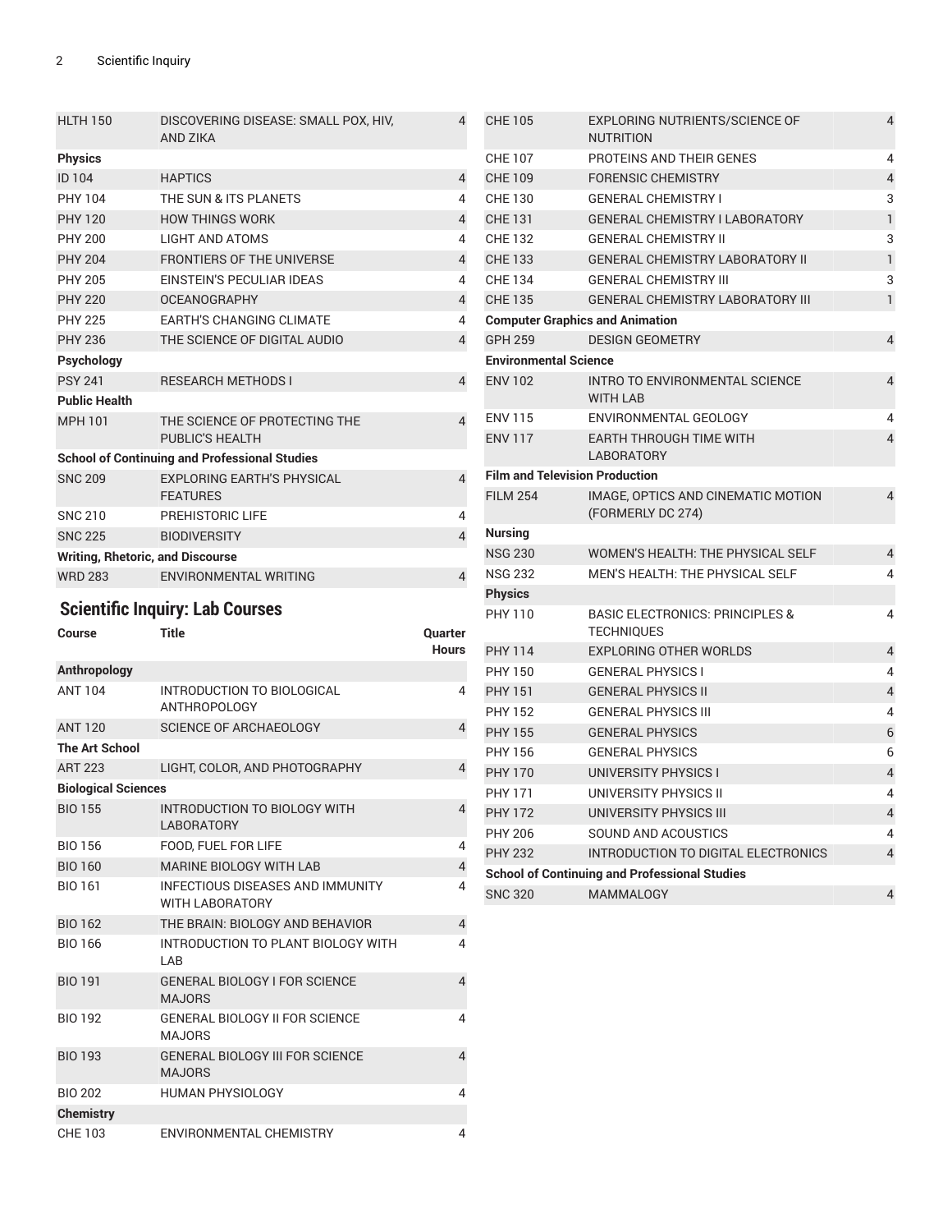| | | |
|---|---|---|
| HLTH 150 | DISCOVERING DISEASE: SMALL POX, HIV, AND ZIKA | 4 |
| **Physics** | | |
| ID 104 | HAPTICS | 4 |
| PHY 104 | THE SUN & ITS PLANETS | 4 |
| PHY 120 | HOW THINGS WORK | 4 |
| PHY 200 | LIGHT AND ATOMS | 4 |
| PHY 204 | FRONTIERS OF THE UNIVERSE | 4 |
| PHY 205 | EINSTEIN'S PECULIAR IDEAS | 4 |
| PHY 220 | OCEANOGRAPHY | 4 |
| PHY 225 | EARTH'S CHANGING CLIMATE | 4 |
| PHY 236 | THE SCIENCE OF DIGITAL AUDIO | 4 |
| **Psychology** | | |
| PSY 241 | RESEARCH METHODS I | 4 |
| **Public Health** | | |
| MPH 101 | THE SCIENCE OF PROTECTING THE PUBLIC'S HEALTH | 4 |
| **School of Continuing and Professional Studies** | | |
| SNC 209 | EXPLORING EARTH'S PHYSICAL FEATURES | 4 |
| SNC 210 | PREHISTORIC LIFE | 4 |
| SNC 225 | BIODIVERSITY | 4 |
| **Writing, Rhetoric, and Discourse** | | |
| WRD 283 | ENVIRONMENTAL WRITING | 4 |

## Scientific Inquiry: Lab Courses

| Course | Title | Quarter Hours |
|---|---|---|
| **Anthropology** | | |
| ANT 104 | INTRODUCTION TO BIOLOGICAL ANTHROPOLOGY | 4 |
| ANT 120 | SCIENCE OF ARCHAEOLOGY | 4 |
| **The Art School** | | |
| ART 223 | LIGHT, COLOR, AND PHOTOGRAPHY | 4 |
| **Biological Sciences** | | |
| BIO 155 | INTRODUCTION TO BIOLOGY WITH LABORATORY | 4 |
| BIO 156 | FOOD, FUEL FOR LIFE | 4 |
| BIO 160 | MARINE BIOLOGY WITH LAB | 4 |
| BIO 161 | INFECTIOUS DISEASES AND IMMUNITY WITH LABORATORY | 4 |
| BIO 162 | THE BRAIN: BIOLOGY AND BEHAVIOR | 4 |
| BIO 166 | INTRODUCTION TO PLANT BIOLOGY WITH LAB | 4 |
| BIO 191 | GENERAL BIOLOGY I FOR SCIENCE MAJORS | 4 |
| BIO 192 | GENERAL BIOLOGY II FOR SCIENCE MAJORS | 4 |
| BIO 193 | GENERAL BIOLOGY III FOR SCIENCE MAJORS | 4 |
| BIO 202 | HUMAN PHYSIOLOGY | 4 |
| **Chemistry** | | |
| CHE 103 | ENVIRONMENTAL CHEMISTRY | 4 |
| CHE 105 | EXPLORING NUTRIENTS/SCIENCE OF NUTRITION | 4 |
| CHE 107 | PROTEINS AND THEIR GENES | 4 |
| CHE 109 | FORENSIC CHEMISTRY | 4 |
| CHE 130 | GENERAL CHEMISTRY I | 3 |
| CHE 131 | GENERAL CHEMISTRY I LABORATORY | 1 |
| CHE 132 | GENERAL CHEMISTRY II | 3 |
| CHE 133 | GENERAL CHEMISTRY LABORATORY II | 1 |
| CHE 134 | GENERAL CHEMISTRY III | 3 |
| CHE 135 | GENERAL CHEMISTRY LABORATORY III | 1 |
| **Computer Graphics and Animation** | | |
| GPH 259 | DESIGN GEOMETRY | 4 |
| **Environmental Science** | | |
| ENV 102 | INTRO TO ENVIRONMENTAL SCIENCE WITH LAB | 4 |
| ENV 115 | ENVIRONMENTAL GEOLOGY | 4 |
| ENV 117 | EARTH THROUGH TIME WITH LABORATORY | 4 |
| **Film and Television Production** | | |
| FILM 254 | IMAGE, OPTICS AND CINEMATIC MOTION (FORMERLY DC 274) | 4 |
| **Nursing** | | |
| NSG 230 | WOMEN'S HEALTH: THE PHYSICAL SELF | 4 |
| NSG 232 | MEN'S HEALTH: THE PHYSICAL SELF | 4 |
| **Physics** | | |
| PHY 110 | BASIC ELECTRONICS: PRINCIPLES & TECHNIQUES | 4 |
| PHY 114 | EXPLORING OTHER WORLDS | 4 |
| PHY 150 | GENERAL PHYSICS I | 4 |
| PHY 151 | GENERAL PHYSICS II | 4 |
| PHY 152 | GENERAL PHYSICS III | 4 |
| PHY 155 | GENERAL PHYSICS | 6 |
| PHY 156 | GENERAL PHYSICS | 6 |
| PHY 170 | UNIVERSITY PHYSICS I | 4 |
| PHY 171 | UNIVERSITY PHYSICS II | 4 |
| PHY 172 | UNIVERSITY PHYSICS III | 4 |
| PHY 206 | SOUND AND ACOUSTICS | 4 |
| PHY 232 | INTRODUCTION TO DIGITAL ELECTRONICS | 4 |
| **School of Continuing and Professional Studies** | | |
| SNC 320 | MAMMALOGY | 4 |